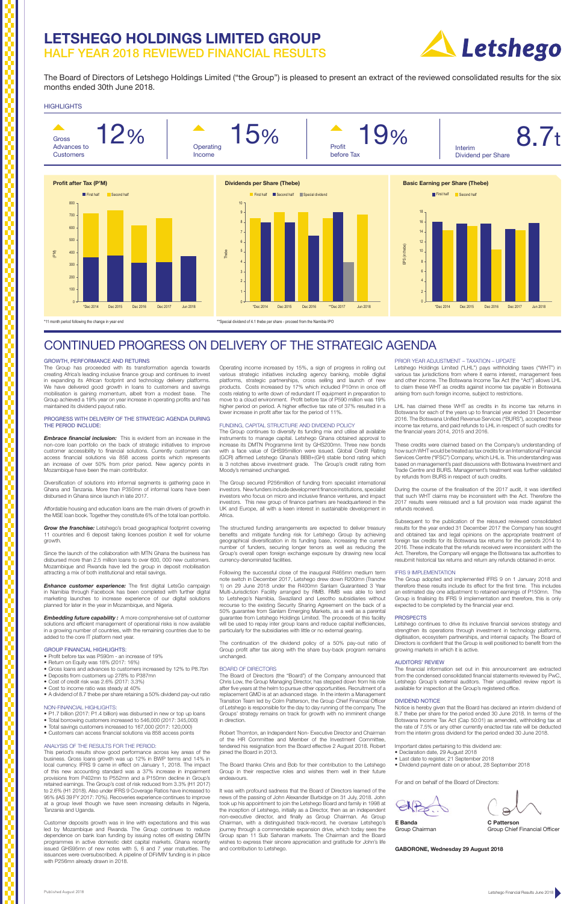# LETSHEGO HOLDINGS LIMITED GROUP

## HALF YEAR 2018 REVIEWED FINANCIAL RESULTS

The Board of Directors of Letshego Holdings Limited ("the Group") is pleased to present an extract of the reviewed consolidated results for the six months ended 30th June 2018.

### HIGHLIGHTS

| Gross Advances to Customers | Operating Income | Profit before Tax | Interim Dividend per Share |
|---|---|---|---|
| 12% | 15% | 19% | 8.7t |

**Profit after Tax (P'M)**

**Dividends per Share (Thebe)**

**Basic Earning per Share (Thebe)**

*11 month period following the change in year end

**Special dividend of 4.1 thebe per share - proceed from the Namibia IPO

# CONTINUED PROGRESS ON DELIVERY OF THE STRATEGIC AGENDA

### GROWTH, PERFORMANCE AND RETURNS

The Group has proceeded with its transformation agenda towards creating Africa's leading inclusive finance group and continues to invest in expanding its African footprint and technology delivery platforms. We have delivered good growth in loans to customers and savings mobilisation is gaining momentum, albeit from a modest base. The Group achieved a 19% year on year increase in operating profits and has maintained its dividend payout ratio.

### PROGRESS WITH DELIVERY OF THE STRATEGIC AGENDA DURING THE PERIOD INCLUDE:

***Embrace financial inclusion:*** This is evident from an increase in the non-core loan portfolio on the back of strategic initiatives to improve customer accessibility to financial solutions. Currently customers can access financial solutions via 858 access points which represents an increase of over 50% from prior period. New agency points in Mozambique have been the main contributor.

Diversification of solutions into informal segments is gathering pace in Ghana and Tanzania. More than P350mn of informal loans have been disbursed in Ghana since launch in late 2017.

Affordable housing and education loans are the main drivers of growth in the MSE loan book. Together they constitute 6% of the total loan portfolio.

***Grow the franchise:*** Letshego's broad geographical footprint covering 11 countries and 6 deposit taking licences position it well for volume growth.

Since the launch of the collaboration with MTN Ghana the business has disbursed more than 2.5 million loans to over 600, 000 new customers. Mozambique and Rwanda have led the group in deposit mobilisation attracting a mix of both institutional and retail savings.

***Enhance customer experience:*** The first digital LetsGo campaign in Namibia through Facebook has been completed with further digital marketing launches to increase experience of our digital solutions planned for later in the year in Mozambique, and Nigeria.

***Embedding future capability :*** A more comprehensive set of customer solutions and efficient management of operational risks is now available in a growing number of countries, with the remaining countries due to be added to the core IT platform next year.

### GROUP FINANCIAL HIGHLIGHTS:

- Profit before tax was P590m - an increase of 19%
- Return on Equity was 18% (2017: 16%)
- Gross loans and advances to customers increased by 12% to P8.7bn
- Deposits from customers up 278% to P387mn
- Cost of credit risk was 2.6% (2017: 3.3%)
- Cost to income ratio was steady at 40%
- A dividend of 8.7 thebe per share retaining a 50% dividend pay-out ratio

### NON-FINANCIAL HIGHLIGHTS:

- P1.7 billion (2017: P1.4 billion) was disbursed in new or top up loans
- Total borrowing customers increased to 546,000 (2017: 345,000)
- Total savings customers increased to 167,000 (2017: 120,000)
- Customers can access financial solutions via 858 access points

### ANALYSIS OF THE RESULTS FOR THE PERIOD:

This period's results show good performance across key areas of the business. Gross loans growth was up 12% in BWP terms and 14% in local currency. IFRS 9 came in effect on January 1, 2018. The impact of this new accounting standard was a 37% increase in impairment provisions from P402mn to P552mn and a P150mn decline in Group's retained earnings. The Group's cost of risk reduced from 3.3% (H1 2017) to 2.6% (H1 2018). Also under IFRS 9 Coverage Ratios have increased to 95% (IAS 39 FY 2017: 70%). Recoveries experience continues to improve at a group level though we have seen increasing defaults in Nigeria, Tanzania and Uganda.

Customer deposits growth was in line with expectations and this was led by Mozambique and Rwanda. The Group continues to reduce dependence on bank loan funding by issuing notes off existing DMTN programmes in active domestic debt capital markets. Ghana recently issued GHS95mn of new notes with 5, 6 and 7 year maturities. The issuances were oversubscribed. A pipeline of DFI/MIV funding is in place with P256mn already drawn in 2018.

Operating income increased by 15%, a sign of progress in rolling out various strategic initiatives including agency banking, mobile digital platforms, strategic partnerships, cross selling and launch of new products. Costs increased by 17% which included P10mn in once off costs relating to write down of redundant IT equipment in preparation to move to a cloud environment. Profit before tax of P590 million was 19% higher period on period. A higher effective tax rate of 37% resulted in a lower increase in profit after tax for the period of 11%.

### FUNDING, CAPITAL STRUCTURE AND DIVIDEND POLICY

The Group continues to diversify its funding mix and utilise all available instruments to manage capital. Letshego Ghana obtained approval to increase its DMTN Programme limit by GHS200mn. Three new bonds with a face value of GHS95million were issued. Global Credit Rating (GCR) affirmed Letshego Ghana's BBB+(GH) stable bond rating which is 3 notches above investment grade. The Group's credit rating from Moody's remained unchanged.

The Group secured P256million of funding from specialist international investors. New funders include development finance institutions, specialist investors who focus on micro and inclusive finance ventures, and impact investors. This new group of finance partners are headquartered in the UK and Europe, all with a keen interest in sustainable development in Africa.

The structured funding arrangements are expected to deliver treasury benefits and mitigate funding risk for Letshego Group by achieving geographical diversification in its funding base, increasing the current number of funders, securing longer tenors as well as reducing the Group's overall open foreign exchange exposure by drawing new local currency-denominated facilities.

Following the successful close of the inaugural R465mn medium term note switch in December 2017, Letshego drew down R200mn (Tranche 1) on 29 June 2018 under the R400mn Sanlam Guaranteed 3 Year Multi-Jurisdiction Facility arranged by RMB. RMB was able to lend to Letshego's Namibia, Swaziland and Lesotho subsidiaries without recourse to the existing Security Sharing Agreement on the back of a 50% guarantee from Sanlam Emerging Markets, as a well as a parental guarantee from Letshego Holdings Limited. The proceeds of this facility will be used to repay inter group loans and reduce capital inefficiencies, particularly for the subsidiaries with little or no external gearing.

The continuation of the dividend policy of a 50% pay-out ratio of Group profit after tax along with the share buy-back program remains unchanged.

### BOARD OF DIRECTORS

The Board of Directors (the "Board") of the Company announced that Chris Low, the Group Managing Director, has stepped down from his role after five years at the helm to pursue other opportunities. Recruitment of a replacement GMD is at an advanced stage. In the interim a Management Transition Team led by Colm Patterson, the Group Chief Financial Officer of Letshego is responsible for the day to day running of the company. The Groups' strategy remains on track for growth with no imminent change in direction.

Robert Thornton, an Independent Non- Executive Director and Chairman of the HR Committee and Member of the Investment Committee, tendered his resignation from the Board effective 2 August 2018. Robert joined the Board in 2013.

The Board thanks Chris and Bob for their contribution to the Letshego Group in their respective roles and wishes them well in their future endeavours.

It was with profound sadness that the Board of Directors learned of the news of the passing of John Alexander Burbidge on 31 July, 2018. John took up his appointment to join the Letshego Board and family in 1998 at the inception of Letshego, initially as a Director, then as an independent non-executive director, and finally as Group Chairman. As Group Chairman, with a distinguished track-record, he oversaw Letshego's journey through a commendable expansion drive, which today sees the Group span 11 Sub Saharan markets. The Chairman and the Board wishes to express their sincere appreciation and gratitude for John's life and contribution to Letshego.

### PRIOR YEAR ADJUSTMENT – TAXATION – UPDATE

Letshego Holdings Limited ("LHL") pays withholding taxes ("WHT") in various tax jurisdictions from where it earns interest, management fees and other income. The Botswana Income Tax Act (the "Act") allows LHL to claim these WHT as credits against income tax payable in Botswana arising from such foreign income, subject to restrictions.

LHL has claimed these WHT as credits in its income tax returns in Botswana for each of the years up to financial year ended 31 December 2016. The Botswana Unified Revenue Services ("BURS"), accepted these income tax returns, and paid refunds to LHL in respect of such credits for the financial years 2014, 2015 and 2016.

These credits were claimed based on the Company's understanding of how such WHT would be treated as tax credits for an International Financial Services Centre ("IFSC") Company, which LHL is. This understanding was based on management's past discussions with Botswana Investment and Trade Centre and BURS. Management's treatment was further validated by refunds from BURS in respect of such credits.

During the course of the finalisation of the 2017 audit, it was identified that such WHT claims may be inconsistent with the Act. Therefore the 2017 results were reissued and a full provision was made against the refunds received.

Subsequent to the publication of the reissued reviewed consolidated results for the year ended 31 December 2017 the Company has sought and obtained tax and legal opinions on the appropriate treatment of foreign tax credits for its Botswana tax returns for the periods 2014 to 2016. These indicate that the refunds received were inconsistent with the Act. Therefore, the Company will engage the Botswana tax authorities to resubmit historical tax returns and return any refunds obtained in error.

### IFRS 9 IMPLEMENTATION

The Group adopted and implemented IFRS 9 on 1 January 2018 and therefore these results include its effect for the first time. This includes an estimated day one adjustment to retained earnings of P150mn. The Group is finalising its IFRS 9 implementation and therefore, this is only expected to be completed by the financial year end.

### PROSPECTS

Letshego continues to drive its inclusive financial services strategy and strengthen its operations through investment in technology platforms, digitisation, ecosystem partnerships, and internal capacity. The Board of Directors is confident that the Group is well positioned to benefit from the growing markets in which it is active.

### AUDITORS' REVIEW

The financial information set out in this announcement are extracted from the condensed consolidated financial statements reviewed by PwC, Letshego Group's external auditors. Their unqualified review report is available for inspection at the Group's registered office.

### DIVIDEND NOTICE

Notice is hereby given that the Board has declared an interim dividend of 8.7 thebe per share for the period ended 30 June 2018. In terms of the Botswana Income Tax Act (Cap 50:01) as amended, withholding tax at the rate of 7.5% or any other currently enacted tax rate will be deducted from the interim gross dividend for the period ended 30 June 2018.

Important dates pertaining to this dividend are:

- Declaration date, 29 August 2018
- Last date to register, 21 September 2018
- Dividend payment date on or about, 28 September 2018

For and on behalf of the Board of Directors:

**E Banda**
Group Chairman

**C Patterson**
Group Chief Financial Officer

**GABORONE, Wednesday 29 August 2018**

Published August 2018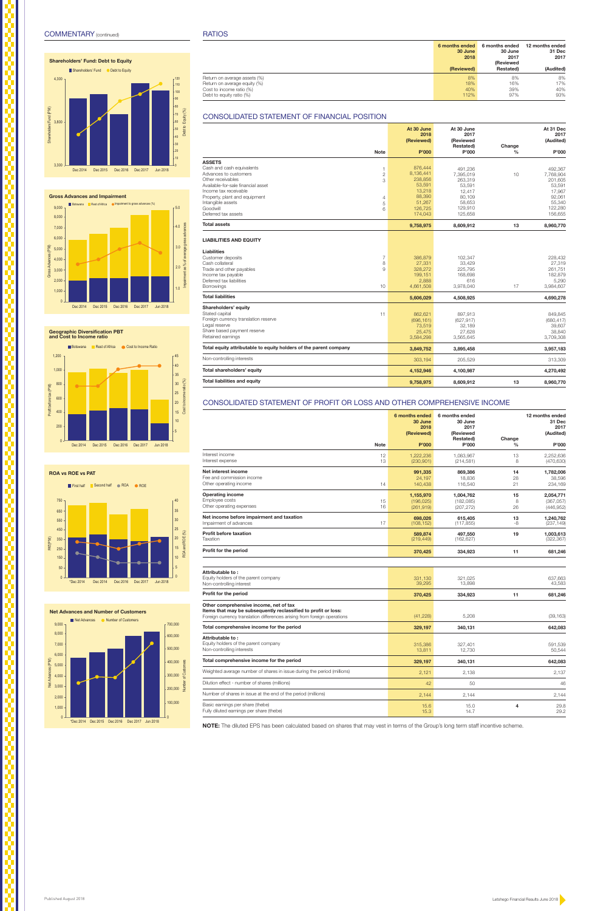## COMMENTARY (continued)

**Shareholders' Fund: Debt to Equity**

**Gross Advances and Impairment**

**Geographic Diversification PBT and Cost to Income ratio**

**ROA vs ROE vs PAT**

**Net Advances and Number of Customers**

## RATIOS

| | 6 months ended 30 June 2018 (Reviewed) | 6 months ended 30 June 2017 (Reviewed Restated) | 12 months ended 31 Dec 2017 (Audited) |
|---|---|---|---|
| Return on average assets (%) | 8% | 8% | 8% |
| Return on average equity (%) | 18% | 16% | 17% |
| Cost to income ratio (%) | 40% | 39% | 40% |
| Debt to equity ratio (%) | 112% | 97% | 93% |

## CONSOLIDATED STATEMENT OF FINANCIAL POSITION

| | Note | At 30 June 2018 (Reviewed) P'000 | At 30 June 2017 (Reviewed Restated) P'000 | Change % | At 31 Dec 2017 (Audited) P'000 |
|---|---|---|---|---|---|
| **ASSETS** | | | | | |
| Cash and cash equivalents | 1 | 876,444 | 491,236 | | 492,367 |
| Advances to customers | 2 | 8,136,441 | 7,395,019 | 10 | 7,768,904 |
| Other receivables | 3 | 238,856 | 263,319 | | 201,605 |
| Available-for-sale financial asset | | 53,591 | 53,591 | | 53,591 |
| Income tax receivable | | 13,218 | 12,417 | | 17,967 |
| Property, plant and equipment | 4 | 88,390 | 80,109 | | 92,061 |
| Intangible assets | 5 | 51,267 | 58,653 | | 55,340 |
| Goodwill | 6 | 126,725 | 129,910 | | 122,280 |
| Deferred tax assets | | 174,043 | 125,658 | | 156,655 |
| **Total assets** | | **9,758,975** | **8,609,912** | **13** | **8,960,770** |
| **LIABILITIES AND EQUITY** | | | | | |
| **Liabilities** | | | | | |
| Customer deposits | 7 | 386,879 | 102,347 | | 228,432 |
| Cash collateral | 8 | 27,331 | 33,429 | | 27,319 |
| Trade and other payables | 9 | 328,272 | 225,795 | | 261,751 |
| Income tax payable | | 199,151 | 168,698 | | 182,679 |
| Deferred tax liabilities | | 2,888 | 616 | | 5,290 |
| Borrowings | 10 | 4,661,508 | 3,978,040 | 17 | 3,984,807 |
| **Total liabilities** | | **5,606,029** | **4,508,925** | | **4,690,278** |
| **Shareholders' equity** | | | | | |
| Stated capital | 11 | 862,621 | 897,913 | | 849,845 |
| Foreign currency translation reserve | | (696,161) | (627,917) | | (680,417) |
| Legal reserve | | 73,519 | 32,189 | | 39,607 |
| Share based payment reserve | | 25,475 | 27,628 | | 38,840 |
| Retained earnings | | 3,584,298 | 3,565,645 | | 3,709,308 |
| **Total equity attributable to equity holders of the parent company** | | **3,849,752** | **3,895,458** | | **3,957,183** |
| Non-controlling interests | | 303,194 | 205,529 | | 313,309 |
| **Total shareholders' equity** | | **4,152,946** | **4,100,987** | | **4,270,492** |
| **Total liabilities and equity** | | **9,758,975** | **8,609,912** | **13** | **8,960,770** |

## CONSOLIDATED STATEMENT OF PROFIT OR LOSS AND OTHER COMPREHENSIVE INCOME

| | Note | 6 months ended 30 June 2018 (Reviewed) P'000 | 6 months ended 30 June 2017 (Reviewed Restated) P'000 | Change % | 12 months ended 31 Dec 2017 (Audited) P'000 |
|---|---|---|---|---|---|
| Interest income | 12 | 1,222,236 | 1,083,967 | 13 | 2,252,636 |
| Interest expense | 13 | (230,901) | (214,581) | 8 | (470,630) |
| **Net interest income** | | **991,335** | **869,386** | **14** | **1,782,006** |
| Fee and commission income | | 24,197 | 18,836 | 28 | 38,596 |
| Other operating income | 14 | 140,438 | 116,540 | 21 | 234,169 |
| **Operating income** | | **1,155,970** | **1,004,762** | **15** | **2,054,771** |
| Employee costs | 15 | (196,025) | (182,085) | 8 | (367,057) |
| Other operating expenses | 16 | (261,919) | (207,272) | 26 | (446,952) |
| **Net income before impairment and taxation** | | **698,026** | **615,405** | **13** | **1,240,762** |
| Impairment of advances | 17 | (108,152) | (117,855) | -8 | (237,149) |
| **Profit before taxation** | | **589,874** | **497,550** | **19** | **1,003,613** |
| Taxation | | (219,449) | (162,627) | | (322,367) |
| **Profit for the period** | | **370,425** | **334,923** | **11** | **681,246** |
| **Attributable to :** | | | | | |
| Equity holders of the parent company | | 331,130 | 321,025 | | 637,663 |
| Non-controlling interest | | 39,295 | 13,898 | | 43,583 |
| **Profit for the period** | | **370,425** | **334,923** | **11** | **681,246** |
| **Other comprehensive income, net of tax** | | | | | |
| **Items that may be subsequently reclassified to profit or loss:** | | | | | |
| Foreign currency translation differences arising from foreign operations | | (41,228) | 5,208 | | (39,163) |
| **Total comprehensive income for the period** | | **329,197** | **340,131** | | **642,083** |
| **Attributable to :** | | | | | |
| Equity holders of the parent company | | 315,386 | 327,401 | | 591,539 |
| Non-controlling interests | | 13,811 | 12,730 | | 50,544 |
| **Total comprehensive income for the period** | | **329,197** | **340,131** | | **642,083** |
| Weighted average number of shares in issue during the period (millions) | | 2,121 | 2,138 | | 2,137 |
| Dilution effect - number of shares (millions) | | 42 | 50 | | 46 |
| Number of shares in issue at the end of the period (millions) | | 2,144 | 2,144 | | 2,144 |
| Basic earnings per share (thebe) | | 15.6 | 15.0 | 4 | 29.8 |
| Fully diluted earnings per share (thebe) | | 15.3 | 14.7 | | 29.2 |

**NOTE:** The diluted EPS has been calculated based on shares that may vest in terms of the Group's long term staff incentive scheme.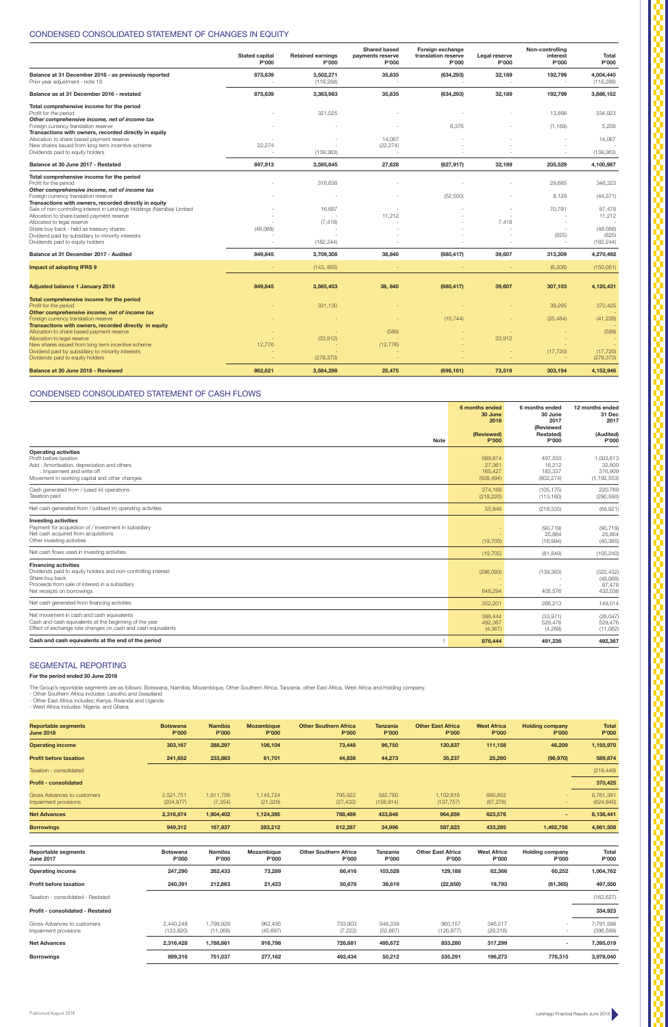## CONDENSED CONSOLIDATED STATEMENT OF CHANGES IN EQUITY

| | Stated capital P'000 | Retained earnings P'000 | Shared based payments reserve P'000 | Foreign exchange translation reserve P'000 | Legal reserve P'000 | Non-controlling interest P'000 | Total P'000 |
|---|---|---|---|---|---|---|---|
| **Balance at 31 December 2016 - as previously reported** | 875,639 | 3,502,271 | 35,835 | (634,293) | 32,189 | 192,799 | 4,004,440 |
| Prior year adjustment - note 18 | - | (118,288) | - | - | - | - | (118,288) |
| **Balance as at 31 December 2016 - restated** | 875,639 | 3,383,983 | 35,835 | (634,293) | 32,189 | 192,799 | 3,886,152 |
| **Total comprehensive income for the period** | | | | | | | |
| Profit for the period | - | 321,025 | - | - | - | 13,898 | 334,923 |
| *Other comprehensive income, net of income tax* | | | | | | | |
| Foreign currency translation reserve | - | - | - | 6,376 | - | (1,168) | 5,208 |
| **Transactions with owners, recorded directly in equity** | | | | | | | |
| Allocation to share based payment reserve | - | - | 14,067 | - | - | - | 14,067 |
| New shares issued from long term incentive scheme | 22,274 | - | (22,274) | - | - | - | - |
| Dividends paid to equity holders | - | (139,363) | - | - | - | - | (139,363) |
| **Balance at 30 June 2017 - Restated** | 897,913 | 3,565,645 | 27,628 | (627,917) | 32,189 | 205,529 | 4,100,987 |
| **Total comprehensive income for the period** | | | | | | | |
| Profit for the period | - | 316,638 | - | - | - | 29,685 | 346,323 |
| *Other comprehensive income, net of income tax* | | | | | | | |
| Foreign currency translation reserve | - | - | - | (52,500) | - | 8,129 | (44,371) |
| **Transactions with owners, recorded directly in equity** | | | | | | | |
| Sale of non-controlling interest in Letshego Holdings (Namibia) Limited | - | 16,687 | - | - | - | 70,791 | 87,478 |
| Allocation to share based payment reserve | - | - | 11,212 | - | - | - | 11,212 |
| Allocated to legal reserve | - | (7,418) | - | - | 7,418 | - | - |
| Share buy back - held as treasury shares | (48,068) | - | - | - | - | - | (48,068) |
| Dividend paid by subsidiary to minority interests | - | - | - | - | - | (825) | (825) |
| Dividends paid to equity holders | - | (182,244) | - | - | - | - | (182,244) |
| **Balance at 31 December 2017 - Audited** | 849,845 | 3,709,308 | 38,840 | (680,417) | 39,607 | 313,309 | 4,270,492 |
| **Impact of adopting IFRS 9** | - | (143, 855) | - | - | - | (6,206) | (150,061) |
| **Adjusted balance 1 January 2018** | 849,845 | 3,565,453 | 38, 840 | (680,417) | 39,607 | 307,103 | 4,120,431 |
| **Total comprehensive income for the period** | | | | | | | |
| Profit for the period | - | 331,130 | - | - | - | 39,295 | 370,425 |
| *Other comprehensive income, net of income tax* | | | | | | | - |
| Foreign currency translation reserve | - | - | - | (15,744) | - | (25,484) | (41,228) |
| **Transactions with owners, recorded directly in equity** | | | | | | | - |
| Allocation to share based payment reserve | - | - | (589) | - | - | - | (589) |
| Allocation to legal reserve | - | (33,912) | - | - | 33,912 | - | - |
| New shares issued from long term incentive scheme | 12,776 | - | (12,776) | - | - | - | - |
| Dividend paid by subsidiary to minority interests | - | - | - | - | - | (17,720) | (17,720) |
| Dividends paid to equity holders | - | (278,373) | - | - | - | - | (278,373) |
| **Balance at 30 June 2018 - Reviewed** | 862,621 | 3,584,298 | 25,475 | (696,161) | 73,519 | 303,194 | 4,152,946 |

## CONDENSED CONSOLIDATED STATEMENT OF CASH FLOWS

| | Note | 6 months ended 30 June 2018 (Reviewed) P'000 | 6 months ended 30 June 2017 (Reviewed Restated) P'000 | 12 months ended 31 Dec 2017 (Audited) P'000 |
|---|---|---|---|---|
| **Operating activities** | | | | |
| Profit before taxation | | 589,874 | 497,550 | 1,003,613 |
| Add : Amortisation, depreciation and others | | 27,361 | 16,212 | 32,800 |
| : Impairment and write off | | 165,427 | 183,337 | 376,909 |
| Movement in working capital and other changes | | (508,494) | (802,274) | (1,192,553) |
| Cash generated from / (used in) operations | | 274,168 | (105,175) | 220,769 |
| Taxation paid | | (218,220) | (113,160) | (290,590) |
| Net cash generated from / (utilised in) operating activities | | 55,948 | (218,335) | (69,821) |
| **Investing activities** | | | | |
| Payment for acquisition of / investment in subsidiary | | - | (90,719) | (90,719) |
| Net cash acquired from acquisitions | | - | 25,864 | 25,864 |
| Other investing activities | | (19,705) | (16,994) | (40,385) |
| Net cash flows used in investing activities | | (19,705) | (81,849) | (105,240) |
| **Financing activities** | | | | |
| Dividends paid to equity holders and non-controlling interest | | (296,093) | (139,363) | (322,432) |
| Share buy back | | - | - | (48,068) |
| Proceeds from sale of interest in a subsidiary | | - | - | 87,478 |
| Net receipts on borrowings | | 648,294 | 405,576 | 432,036 |
| Net cash generated from financing activities | | 352,201 | 266,213 | 149,014 |
| Net movement in cash and cash equivalents | | 388,444 | (33,971) | (26,047) |
| Cash and cash equivalents at the beginning of the year | | 492,367 | 529,476 | 529,476 |
| Effect of exchange rate changes on cash and cash equivalents | | (4,367) | (4,269) | (11,062) |
| **Cash and cash equivalents at the end of the period** | 1 | 876,444 | 491,236 | 492,367 |

## SEGMENTAL REPORTING

**For the period ended 30 June 2018**

The Group's reportable segments are as follows: Botswana, Namibia, Mozambique, Other Southern Africa, Tanzania, other East Africa, West Africa and Holding company.
- Other Southern Africa includes: Lesotho and Swaziland
- Other East Africa includes: Kenya, Rwanda and Uganda
- West Africa includes: Nigeria and Ghana

| Reportable segments June 2018 | Botswana P'000 | Namibia P'000 | Mozambique P'000 | Other Southern Africa P'000 | Tanzania P'000 | Other East Africa P'000 | West Africa P'000 | Holding company P'000 | Total P'000 |
|---|---|---|---|---|---|---|---|---|---|
| **Operating income** | 303,167 | 288,297 | 106,104 | 73,448 | 96,750 | 130,837 | 111,158 | 46,209 | 1,155,970 |
| **Profit before taxation** | 241,652 | 233,883 | 61,701 | 44,838 | 44,273 | 35,237 | 25,260 | (96,970) | 589,874 |
| Taxation - consolidated | | | | | | | | | (219,449) |
| **Profit - consolidated** | | | | | | | | | 370,425 |
| Gross Advances to customers | 2,521,751 | 1,911,756 | 1,145,724 | 795,922 | 592,760 | 1,102,616 | 690,852 | - | 8,761,381 |
| Impairment provisions | (204,877) | (7,354) | (21,329) | (27,433) | (158,914) | (137,757) | (67,276) | - | (624,940) |
| **Net Advances** | 2,316,874 | 1,904,402 | 1,124,395 | 768,489 | 433,846 | 964,859 | 623,576 | - | 8,136,441 |
| **Borrowings** | 949,312 | 167,837 | 383,212 | 612,287 | 34,996 | 587,823 | 433,285 | 1,492,756 | 4,661,508 |

| Reportable segments June 2017 | Botswana P'000 | Namibia P'000 | Mozambique P'000 | Other Southern Africa P'000 | Tanzania P'000 | Other East Africa P'000 | West Africa P'000 | Holding company P'000 | Total P'000 |
|---|---|---|---|---|---|---|---|---|---|
| **Operating income** | 247,290 | 262,433 | 73,289 | 66,416 | 103,528 | 129,188 | 62,366 | 60,252 | 1,004,762 |
| **Profit before taxation** | 240,391 | 212,863 | 21,423 | 50,676 | 36,619 | (22,850) | 19,793 | (61,365) | 497,550 |
| Taxation - consolidated - Restated | | | | | | | | | (162,627) |
| **Profit - consolidated - Restated** | | | | | | | | | 334,923 |
| Gross Advances to customers | 2,440,248 | 1,799,929 | 962,495 | 733,903 | 548,339 | 960,157 | 346,517 | - | 7,791,588 |
| Impairment provisions | (123,820) | (11,068) | (45,697) | (7,222) | (52,667) | (126,877) | (29,218) | - | (396,569) |
| **Net Advances** | 2,316,428 | 1,788,861 | 916,798 | 726,681 | 495,672 | 833,280 | 317,299 | - | 7,395,019 |
| **Borrowings** | 899,316 | 751,037 | 277,162 | 492,434 | 50,212 | 535,291 | 196,273 | 776,315 | 3,978,040 |

Published August 2018

Letshego Financial Results June 2018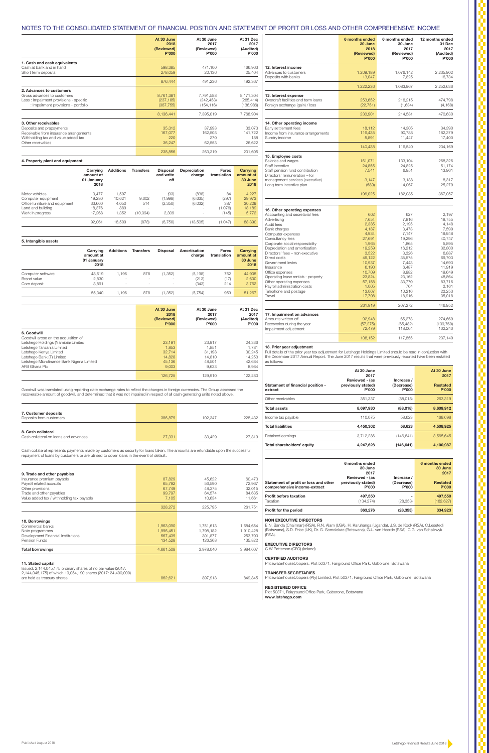# NOTES TO THE CONSOLIDATED STATEMENT OF FINANCIAL POSITION AND STATEMENT OF PROFIT OR LOSS AND OTHER COMPREHENSIVE INCOME

| | At 30 June 2018 (Reviewed) P'000 | At 30 June 2017 (Reviewed) P'000 | At 31 Dec 2017 (Audited) P'000 |
|---|---|---|---|
| **1. Cash and cash equivalents** | | | |
| Cash at bank and in hand | 598,385 | 471,100 | 466,963 |
| Short term deposits | 278,059 | 20,136 | 25,404 |
| | 876,444 | 491,236 | 492,367 |
| **2. Advances to customers** | | | |
| Gross advances to customers | 8,761,381 | 7,791,588 | 8,171,304 |
| Less : Impairment provisions - specific | (237,185) | (242,453) | (265,414) |
| : Impairment provisions - portfolio | (387,755) | (154,116) | (136,986) |
| | 8,136,441 | 7,395,019 | 7,768,904 |
| **3. Other receivables** | | | |
| Deposits and prepayments | 35,312 | 37,993 | 33,073 |
| Receivable from insurance arrangements | 167,077 | 162,503 | 141,722 |
| Withholding tax and value added tax | 220 | 270 | 188 |
| Other receivables | 36,247 | 62,553 | 26,622 |
| | 238,856 | 263,319 | 201,605 |

**4. Property plant and equipment**

| | Carrying amount at 01 January 2018 | Additions | Transfers | Disposal and write off | Depreciation charge | Forex translation | Carrying amount at 30 June 2018 |
|---|---|---|---|---|---|---|---|
| Motor vehicles | 3,477 | 1,597 | - | (93) | (838) | 84 | 4,227 |
| Computer equipment | 19,280 | 10,621 | 9,002 | (1,998) | (6,635) | (297) | 29,973 |
| Office furniture and equipment | 33,660 | 4,050 | 514 | (2,350) | (6,032) | 387 | 30,229 |
| Land and building | 18,376 | 889 | - | - | - | (1,076) | 18,189 |
| Work in progress | 17,268 | 1,352 | (10,394) | 2,309 | - | (145) | 5,772 |
| | 92,061 | 18,509 | (878) | (6,750) | (13,505) | (1,047) | 88,390 |

**5. Intangible assets**

| | Carrying amount at 01 January 2018 | Additions | Transfers | Disposal | Amortisation charge | Forex translation | Carrying amount at 30 June 2018 |
|---|---|---|---|---|---|---|---|
| Computer software | 48,619 | 1,196 | 878 | (1,352) | (5,198) | 762 | 44,905 |
| Brand value | 2,830 | - | - | - | (213) | (17) | 2,600 |
| Core deposit | 3,891 | - | - | - | (343) | 214 | 3,762 |
| | 55,340 | 1,196 | 878 | (1,352) | (5,754) | 959 | 51,267 |

| | At 30 June 2018 (Reviewed) P'000 | At 30 June 2017 (Reviewed) P'000 | At 31 Dec 2017 (Audited) P'000 |
|---|---|---|---|
| **6. Goodwill** | | | |
| Goodwill arose on the acquisition of: | | | |
| Letshego Holdings (Namibia) Limited | 23,191 | 23,917 | 24,336 |
| Letshego Tanzania Limited | 1,853 | 1,851 | 1,781 |
| Letshego Kenya Limited | 32,714 | 31,198 | 30,245 |
| Letshego Bank (T) Limited | 14,828 | 14,810 | 14,250 |
| Letshego Microfinance Bank Nigeria Limited | 45,136 | 48,501 | 42,684 |
| AFB Ghana Plc | 9,003 | 9,633 | 8,984 |
| | 126,725 | 129,910 | 122,280 |

Goodwill was translated using reporting date exchange rates to reflect the changes in foreign currencies. The Group assessed the recoverable amount of goodwill, and determined that it was not impaired in respect of all cash generating units noted above.

| | At 30 June 2018 (Reviewed) P'000 | At 30 June 2017 (Reviewed) P'000 | At 31 Dec 2017 (Audited) P'000 |
|---|---|---|---|
| **7. Customer deposits** | | | |
| Deposits from customers | 386,879 | 102,347 | 228,432 |
| **8. Cash collateral** | | | |
| Cash collateral on loans and advances | 27,331 | 33,429 | 27,319 |

Cash collateral represents payments made by customers as security for loans taken. The amounts are refundable upon the successful repayment of loans by customers or are utilised to cover loans in the event of default.

| | At 30 June 2018 (Reviewed) P'000 | At 30 June 2017 (Reviewed) P'000 | At 31 Dec 2017 (Audited) P'000 |
|---|---|---|---|
| **9. Trade and other payables** | | | |
| Insurance premium payable | 87,829 | 45,622 | 60,473 |
| Payroll related accruals | 65,792 | 56,590 | 72,967 |
| Other provisions | 67,749 | 48,375 | 32,015 |
| Trade and other payables | 99,797 | 64,574 | 84,635 |
| Value added tax / withholding tax payable | 7,105 | 10,634 | 11,661 |
| | 328,272 | 225,795 | 261,751 |
| **10. Borrowings** | | | |
| Commercial banks | 1,963,090 | 1,751,613 | 1,684,654 |
| Note programmes | 1,996,451 | 1,798,182 | 1,910,428 |
| Development Financial Institutions | 567,439 | 301,877 | 253,703 |
| Pension Funds | 134,528 | 126,368 | 135,822 |
| **Total borrowings** | 4,661,508 | 3,978,040 | 3,984,607 |
| **11. Stated capital** | | | |
| Issued: 2,144,045,175 ordinary shares of no par value (2017: 2,144,045,175) of which 19,054,190 shares (2017: 24,400,000) are held as treasury shares | 862,621 | 897,913 | 849,845 |

| | 6 months ended 30 June 2018 (Reviewed) P'000 | 6 months ended 30 June 2017 (Reviewed) P'000 | 12 months ended 31 Dec 2017 (Audited) P'000 |
|---|---|---|---|
| **12. Interest income** | | | |
| Advances to customers | 1,209,189 | 1,076,142 | 2,235,902 |
| Deposits with banks | 13,047 | 7,825 | 16,734 |
| | 1,222,236 | 1,083,967 | 2,252,636 |
| **13. Interest expense** | | | |
| Overdraft facilities and term loans | 253,652 | 216,215 | 474,798 |
| Foreign exchange (gain) / loss | (22,751) | (1,634) | (4,168) |
| | 230,901 | 214,581 | 470,630 |
| **14. Other operating income** | | | |
| Early settlement fees | 18,112 | 14,305 | 34,390 |
| Income from insurance arrangements | 116,435 | 90,788 | 182,379 |
| Sundry income | 5,891 | 11,447 | 17,400 |
| | 140,438 | 116,540 | 234,169 |
| **15. Employee costs** | | | |
| Salaries and wages | 161,071 | 133,104 | 268,326 |
| Staff incentive | 24,855 | 24,825 | 51,174 |
| Staff pension fund contribution | 7,541 | 6,951 | 13,961 |
| Directors' remuneration – for management services (executive) | 3,147 | 3,138 | 8,317 |
| Long term incentive plan | (589) | 14,067 | 25,279 |
| | 196,025 | 182,085 | 367,057 |
| **16. Other operating expenses** | | | |
| Accounting and secretarial fees | 602 | 627 | 2,197 |
| Advertising | 7,654 | 7,816 | 18,755 |
| Audit fees | 2,385 | 2,195 | 4,148 |
| Bank charges | 4,187 | 3,473 | 7,599 |
| Computer expenses | 4,934 | 7,147 | 19,948 |
| Consultancy fees | 27,691 | 19,296 | 40,747 |
| Corporate social responsibility | 1,965 | 1,865 | 5,895 |
| Depreciation and amortisation | 19,259 | 16,212 | 32,800 |
| Directors' fees – non executive | 3,522 | 3,326 | 6,887 |
| Direct costs | 49,122 | 35,575 | 69,703 |
| Government levies | 10,937 | 7,443 | 14,693 |
| Insurance | 6,190 | 6,487 | 11,919 |
| Office expenses | 10,709 | 8,982 | 19,649 |
| Operating lease rentals - property | 23,824 | 23,162 | 48,864 |
| Other operating expenses | 57,158 | 33,770 | 83,716 |
| Payroll administration costs | 1,005 | 764 | 2,161 |
| Telephone and postage | 13,067 | 10,216 | 22,253 |
| Travel | 17,708 | 18,916 | 35,018 |
| | 261,919 | 207,272 | 446,952 |
| **17. Impairment on advances** | | | |
| Amounts written off | 92,948 | 65,273 | 274,669 |
| Recoveries during the year | (57,275) | (65,482) | (139,760) |
| Impairment adjustment | 72,479 | 118,064 | 102,240 |
| | 108,152 | 117,855 | 237,149 |

**18. Prior year adjustment**

Full details of the prior year tax adjustment for Letshego Holdings Limited should be read in conjunction with the December 2017 Annual Report. The June 2017 results that were previously reported have been restated as follows:

| Statement of financial position - extract | At 30 June 2017 Reviewed - (as previously stated) P'000 | Increase / (Decrease) P'000 | At 30 June 2017 Restated P'000 |
|---|---|---|---|
| Other receivables | 351,337 | (88,018) | 263,319 |
| **Total assets** | **8,697,930** | **(88,018)** | **8,609,912** |
| Income tax payable | 110,075 | 58,623 | 168,698 |
| **Total liabilities** | **4,450,302** | **58,623** | **4,508,925** |
| Retained earnings | 3,712,286 | (146,641) | 3,565,645 |
| **Total shareholders' equity** | **4,247,628** | **(146,641)** | **4,100,987** |

| Statement of profit or loss and other comprehensive income-extract | 6 months ended 30 June 2017 Reviewed - (as previously stated) P'000 | Increase / (Decrease) P'000 | 6 months ended 30 June 2017 Restated P'000 |
|---|---|---|---|
| **Profit before taxation** | **497,550** | **-** | **497,550** |
| Taxation | (134,274) | (28,353) | (162,627) |
| **Profit for the period** | **363,276** | **(28,353)** | **334,923** |

**NON EXECUTIVE DIRECTORS**
E.N. Banda (Chairman) (RSA), R.N. Alam (USA), H. Karuhanga (Uganda), J.S. de Kock (RSA), C.Lesetedi (Botswana), S.D. Price (UK), Dr. G. Somolekae (Botswana), G.L. van Heerde (RSA), C.G. van Schalkwyk (RSA).

**EXECUTIVE DIRECTORS**
C W Patterson (CFO) (Ireland)

**CERTIFIED AUDITORS**
PricewaterhouseCoopers, Plot 50371, Fairground Office Park, Gaborone, Botswana

**TRANSFER SECRETARIES**
PricewaterhouseCoopers (Pty) Limited, Plot 50371, Fairground Office Park, Gaborone, Botswana

**REGISTERED OFFICE**
Plot 50371, Fairground Office Park, Gaborone, Botswana
**www.letshego.com**

Published August 2018